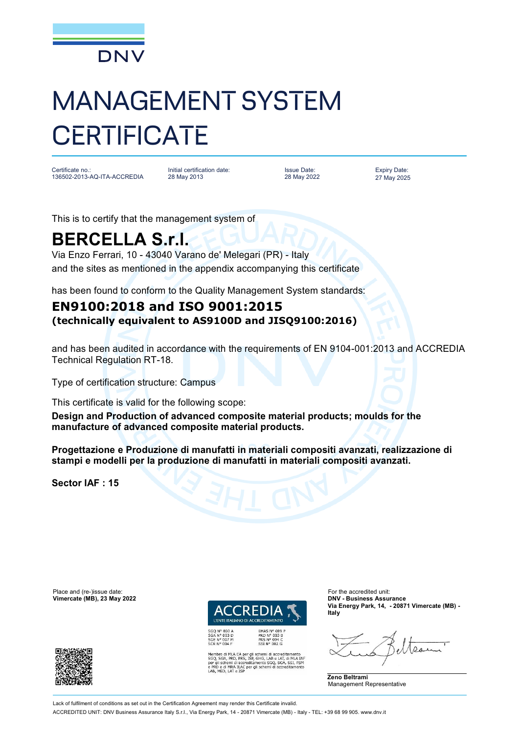DNV

# MANAGEMENT SYSTEM CERTIFICATE

| Certificate no.: | Initial certification date: | Issue Date: | Expiry Date: |
| --- | --- | --- | --- |
| 136502-2013-AQ-ITA-ACCREDIA | 28 May 2013 | 28 May 2022 | 27 May 2025 |

This is to certify that the management system of

## BERCELLA S.r.l.

Via Enzo Ferrari, 10 - 43040 Varano de' Melegari (PR) - Italy
and the sites as mentioned in the appendix accompanying this certificate

has been found to conform to the Quality Management System standards:

### EN9100:2018 and ISO 9001:2015
**(technically equivalent to AS9100D and JISQ9100:2016)**

and has been audited in accordance with the requirements of EN 9104-001:2013 and ACCREDIA Technical Regulation RT-18.

Type of certification structure: Campus

This certificate is valid for the following scope:

**Design and Production of advanced composite material products; moulds for the manufacture of advanced composite material products.**

**Progettazione e Produzione di manufatti in materiali compositi avanzati, realizzazione di stampi e modelli per la produzione di manufatti in materiali compositi avanzati.**

**Sector IAF : 15**

Place and (re-)issue date:
**Vimercate (MB), 23 May 2022**

ACCREDIA
L'ENTE ITALIANO DI ACCREDITAMENTO

SGQ N° 003 A
SGA N° 003 D
SGE N° 007 M
SCR N° 004 F

EMAS N° 009 P
PRD N° 003 B
PRS N° 094 C
SSI N° 002 G

Membro di MLA EA per gli schemi di accreditamento SGQ, SGA, PRD, PRS, ISP, GHG, LAB e LAT, di MLA IAF per gli schemi di accreditamento SGQ, SGA, SSI, FSM e PRD e di MRA ILAC per gli schemi di accreditamento LAB, MED, LAT e ISP

For the accredited unit:
**DNV - Business Assurance**
**Via Energy Park, 14, - 20871 Vimercate (MB) - Italy**

**Zeno Beltrami**
Management Representative

Lack of fulfilment of conditions as set out in the Certification Agreement may render this Certificate invalid.
ACCREDITED UNIT: DNV Business Assurance Italy S.r.l., Via Energy Park, 14 - 20871 Vimercate (MB) - Italy - TEL: +39 68 99 905. www.dnv.it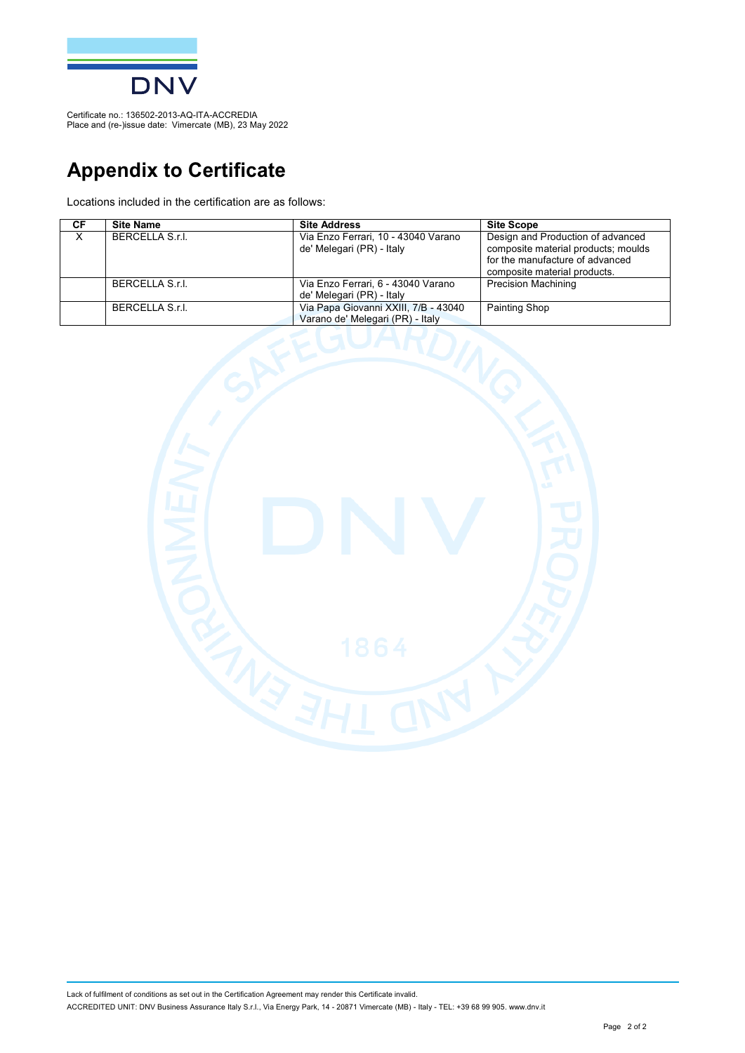Certificate no.: 136502-2013-AQ-ITA-ACCREDIA
Place and (re-)issue date: Vimercate (MB), 23 May 2022

# Appendix to Certificate

Locations included in the certification are as follows:

| CF | Site Name | Site Address | Site Scope |
|---|---|---|---|
| X | BERCELLA S.r.l. | Via Enzo Ferrari, 10 - 43040 Varano de' Melegari (PR) - Italy | Design and Production of advanced composite material products; moulds for the manufacture of advanced composite material products. |
| | BERCELLA S.r.l. | Via Enzo Ferrari, 6 - 43040 Varano de' Melegari (PR) - Italy | Precision Machining |
| | BERCELLA S.r.l. | Via Papa Giovanni XXIII, 7/B - 43040 Varano de' Melegari (PR) - Italy | Painting Shop |

Lack of fulfilment of conditions as set out in the Certification Agreement may render this Certificate invalid.

ACCREDITED UNIT: DNV Business Assurance Italy S.r.l., Via Energy Park, 14 - 20871 Vimercate (MB) - Italy - TEL: +39 68 99 905. www.dnv.it